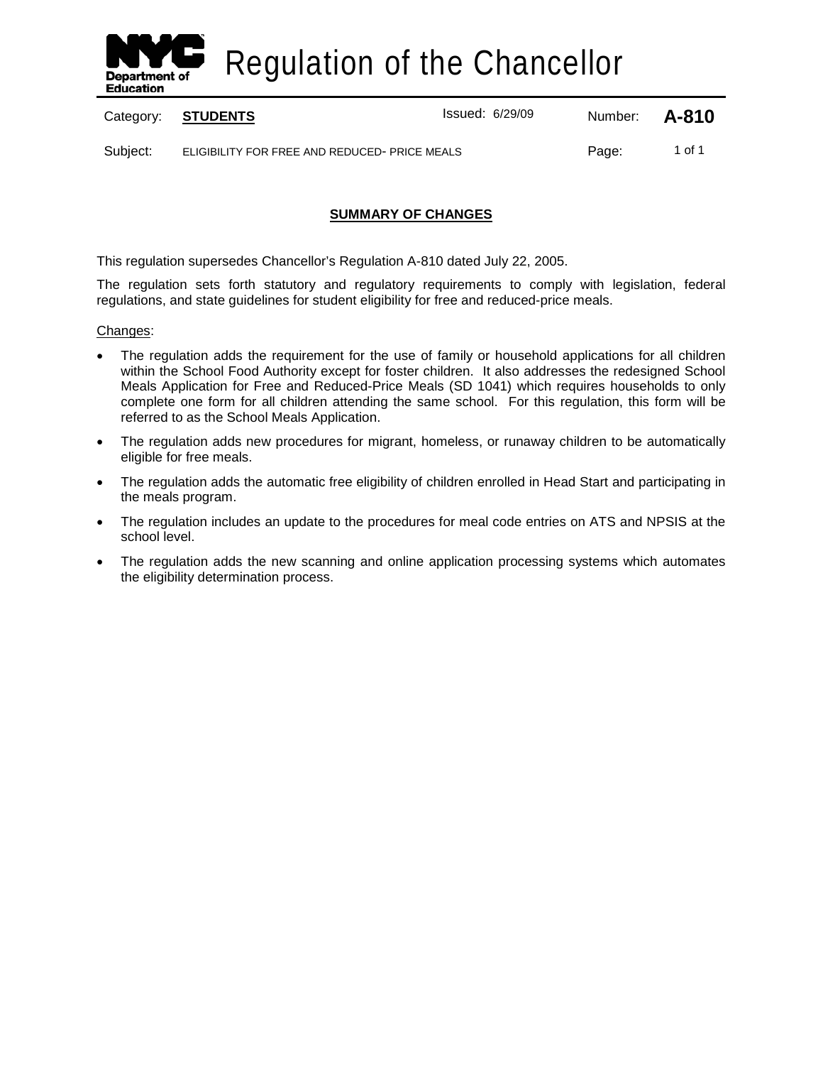# Regulation of the Chancellor

| Category: | **STUDENTS** | Issued: 6/29/09 | Number: | **A-810** |
|---|---|---|---|---|
| Subject: | ELIGIBILITY FOR FREE AND REDUCED- PRICE MEALS | | Page: | 1 of 1 |

## SUMMARY OF CHANGES

This regulation supersedes Chancellor's Regulation A-810 dated July 22, 2005.

The regulation sets forth statutory and regulatory requirements to comply with legislation, federal regulations, and state guidelines for student eligibility for free and reduced-price meals.

Changes:

- The regulation adds the requirement for the use of family or household applications for all children within the School Food Authority except for foster children. It also addresses the redesigned School Meals Application for Free and Reduced-Price Meals (SD 1041) which requires households to only complete one form for all children attending the same school. For this regulation, this form will be referred to as the School Meals Application.
- The regulation adds new procedures for migrant, homeless, or runaway children to be automatically eligible for free meals.
- The regulation adds the automatic free eligibility of children enrolled in Head Start and participating in the meals program.
- The regulation includes an update to the procedures for meal code entries on ATS and NPSIS at the school level.
- The regulation adds the new scanning and online application processing systems which automates the eligibility determination process.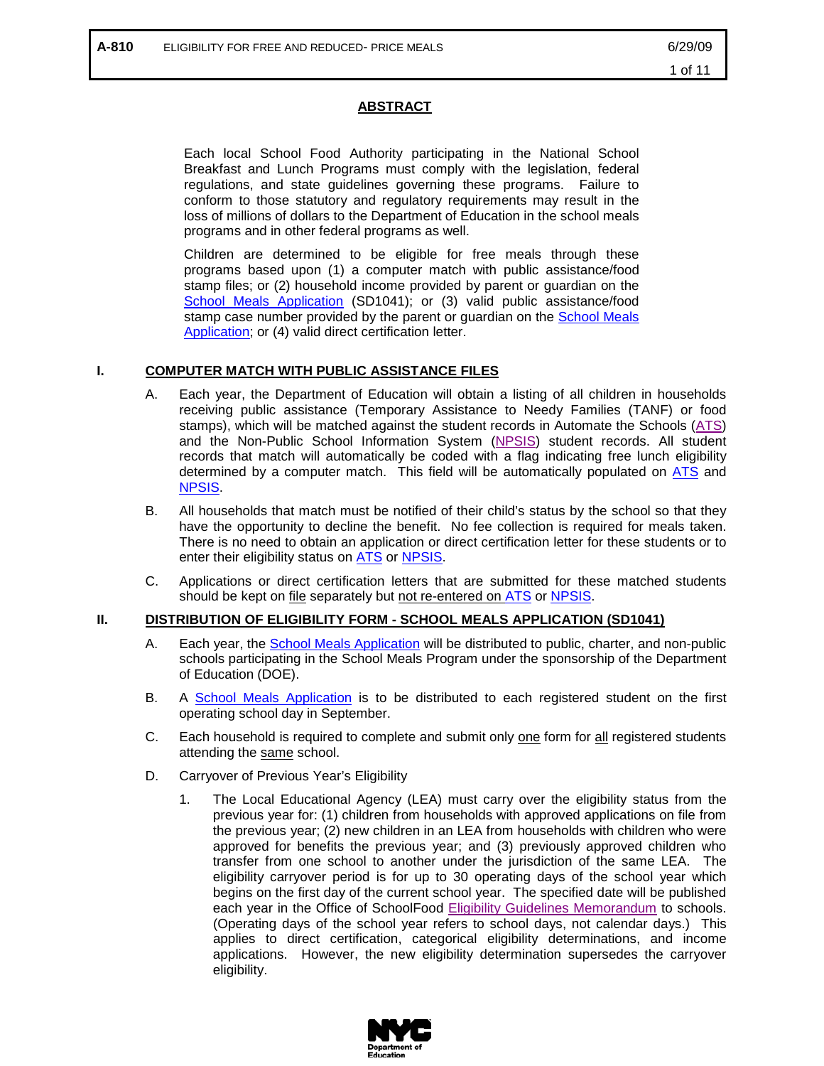## ABSTRACT

Each local School Food Authority participating in the National School Breakfast and Lunch Programs must comply with the legislation, federal regulations, and state guidelines governing these programs. Failure to conform to those statutory and regulatory requirements may result in the loss of millions of dollars to the Department of Education in the school meals programs and in other federal programs as well.

Children are determined to be eligible for free meals through these programs based upon (1) a computer match with public assistance/food stamp files; or (2) household income provided by parent or guardian on the School Meals Application (SD1041); or (3) valid public assistance/food stamp case number provided by the parent or guardian on the School Meals Application; or (4) valid direct certification letter.

## I. COMPUTER MATCH WITH PUBLIC ASSISTANCE FILES

A. Each year, the Department of Education will obtain a listing of all children in households receiving public assistance (Temporary Assistance to Needy Families (TANF) or food stamps), which will be matched against the student records in Automate the Schools (ATS) and the Non-Public School Information System (NPSIS) student records. All student records that match will automatically be coded with a flag indicating free lunch eligibility determined by a computer match. This field will be automatically populated on ATS and NPSIS.

B. All households that match must be notified of their child's status by the school so that they have the opportunity to decline the benefit. No fee collection is required for meals taken. There is no need to obtain an application or direct certification letter for these students or to enter their eligibility status on ATS or NPSIS.

C. Applications or direct certification letters that are submitted for these matched students should be kept on file separately but not re-entered on ATS or NPSIS.

## II. DISTRIBUTION OF ELIGIBILITY FORM - SCHOOL MEALS APPLICATION (SD1041)

A. Each year, the School Meals Application will be distributed to public, charter, and non-public schools participating in the School Meals Program under the sponsorship of the Department of Education (DOE).

B. A School Meals Application is to be distributed to each registered student on the first operating school day in September.

C. Each household is required to complete and submit only one form for all registered students attending the same school.

D. Carryover of Previous Year's Eligibility

1. The Local Educational Agency (LEA) must carry over the eligibility status from the previous year for: (1) children from households with approved applications on file from the previous year; (2) new children in an LEA from households with children who were approved for benefits the previous year; and (3) previously approved children who transfer from one school to another under the jurisdiction of the same LEA. The eligibility carryover period is for up to 30 operating days of the school year which begins on the first day of the current school year. The specified date will be published each year in the Office of SchoolFood Eligibility Guidelines Memorandum to schools. (Operating days of the school year refers to school days, not calendar days.) This applies to direct certification, categorical eligibility determinations, and income applications. However, the new eligibility determination supersedes the carryover eligibility.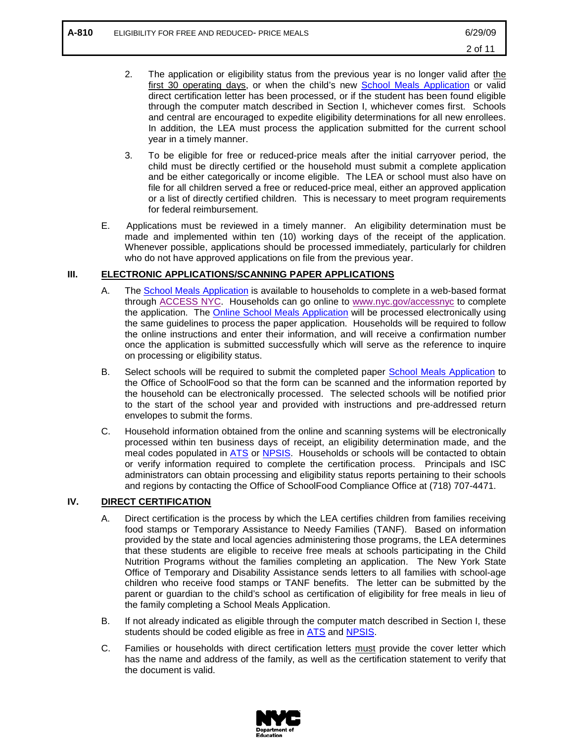2. The application or eligibility status from the previous year is no longer valid after the first 30 operating days, or when the child's new School Meals Application or valid direct certification letter has been processed, or if the student has been found eligible through the computer match described in Section I, whichever comes first. Schools and central are encouraged to expedite eligibility determinations for all new enrollees. In addition, the LEA must process the application submitted for the current school year in a timely manner.

3. To be eligible for free or reduced-price meals after the initial carryover period, the child must be directly certified or the household must submit a complete application and be either categorically or income eligible. The LEA or school must also have on file for all children served a free or reduced-price meal, either an approved application or a list of directly certified children. This is necessary to meet program requirements for federal reimbursement.

E. Applications must be reviewed in a timely manner. An eligibility determination must be made and implemented within ten (10) working days of the receipt of the application. Whenever possible, applications should be processed immediately, particularly for children who do not have approved applications on file from the previous year.

## III. ELECTRONIC APPLICATIONS/SCANNING PAPER APPLICATIONS

A. The School Meals Application is available to households to complete in a web-based format through ACCESS NYC. Households can go online to www.nyc.gov/accessnyc to complete the application. The Online School Meals Application will be processed electronically using the same guidelines to process the paper application. Households will be required to follow the online instructions and enter their information, and will receive a confirmation number once the application is submitted successfully which will serve as the reference to inquire on processing or eligibility status.

B. Select schools will be required to submit the completed paper School Meals Application to the Office of SchoolFood so that the form can be scanned and the information reported by the household can be electronically processed. The selected schools will be notified prior to the start of the school year and provided with instructions and pre-addressed return envelopes to submit the forms.

C. Household information obtained from the online and scanning systems will be electronically processed within ten business days of receipt, an eligibility determination made, and the meal codes populated in ATS or NPSIS. Households or schools will be contacted to obtain or verify information required to complete the certification process. Principals and ISC administrators can obtain processing and eligibility status reports pertaining to their schools and regions by contacting the Office of SchoolFood Compliance Office at (718) 707-4471.

## IV. DIRECT CERTIFICATION

A. Direct certification is the process by which the LEA certifies children from families receiving food stamps or Temporary Assistance to Needy Families (TANF). Based on information provided by the state and local agencies administering those programs, the LEA determines that these students are eligible to receive free meals at schools participating in the Child Nutrition Programs without the families completing an application. The New York State Office of Temporary and Disability Assistance sends letters to all families with school-age children who receive food stamps or TANF benefits. The letter can be submitted by the parent or guardian to the child's school as certification of eligibility for free meals in lieu of the family completing a School Meals Application.

B. If not already indicated as eligible through the computer match described in Section I, these students should be coded eligible as free in ATS and NPSIS.

C. Families or households with direct certification letters must provide the cover letter which has the name and address of the family, as well as the certification statement to verify that the document is valid.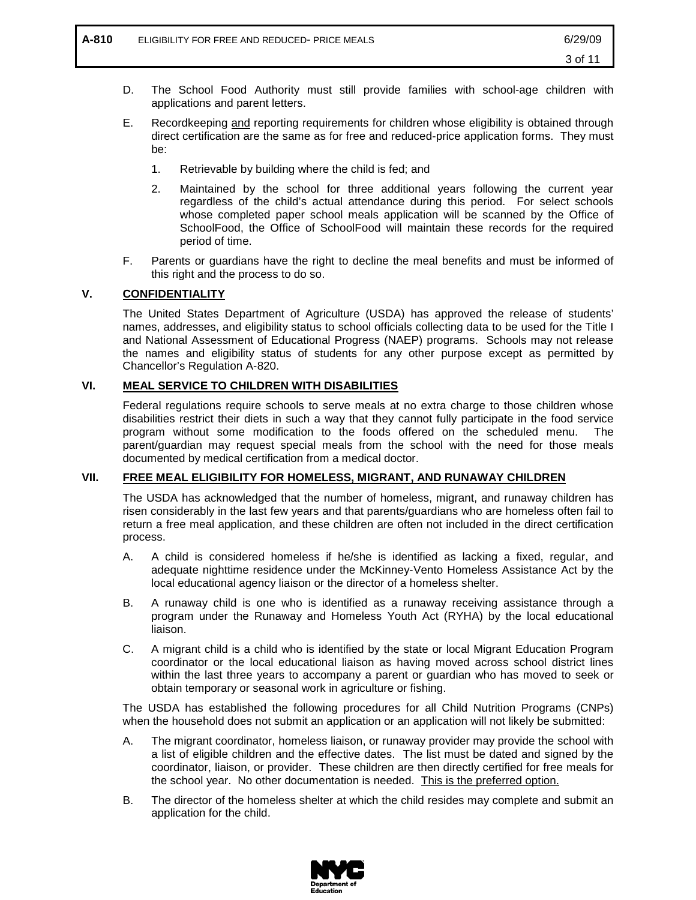D. The School Food Authority must still provide families with school-age children with applications and parent letters.

E. Recordkeeping <u>and</u> reporting requirements for children whose eligibility is obtained through direct certification are the same as for free and reduced-price application forms. They must be:

   1. Retrievable by building where the child is fed; and

   2. Maintained by the school for three additional years following the current year regardless of the child's actual attendance during this period. For select schools whose completed paper school meals application will be scanned by the Office of SchoolFood, the Office of SchoolFood will maintain these records for the required period of time.

F. Parents or guardians have the right to decline the meal benefits and must be informed of this right and the process to do so.

## V. CONFIDENTIALITY

The United States Department of Agriculture (USDA) has approved the release of students' names, addresses, and eligibility status to school officials collecting data to be used for the Title I and National Assessment of Educational Progress (NAEP) programs. Schools may not release the names and eligibility status of students for any other purpose except as permitted by Chancellor's Regulation A-820.

## VI. MEAL SERVICE TO CHILDREN WITH DISABILITIES

Federal regulations require schools to serve meals at no extra charge to those children whose disabilities restrict their diets in such a way that they cannot fully participate in the food service program without some modification to the foods offered on the scheduled menu. The parent/guardian may request special meals from the school with the need for those meals documented by medical certification from a medical doctor.

## VII. FREE MEAL ELIGIBILITY FOR HOMELESS, MIGRANT, AND RUNAWAY CHILDREN

The USDA has acknowledged that the number of homeless, migrant, and runaway children has risen considerably in the last few years and that parents/guardians who are homeless often fail to return a free meal application, and these children are often not included in the direct certification process.

A. A child is considered homeless if he/she is identified as lacking a fixed, regular, and adequate nighttime residence under the McKinney-Vento Homeless Assistance Act by the local educational agency liaison or the director of a homeless shelter.

B. A runaway child is one who is identified as a runaway receiving assistance through a program under the Runaway and Homeless Youth Act (RYHA) by the local educational liaison.

C. A migrant child is a child who is identified by the state or local Migrant Education Program coordinator or the local educational liaison as having moved across school district lines within the last three years to accompany a parent or guardian who has moved to seek or obtain temporary or seasonal work in agriculture or fishing.

The USDA has established the following procedures for all Child Nutrition Programs (CNPs) when the household does not submit an application or an application will not likely be submitted:

A. The migrant coordinator, homeless liaison, or runaway provider may provide the school with a list of eligible children and the effective dates. The list must be dated and signed by the coordinator, liaison, or provider. These children are then directly certified for free meals for the school year. No other documentation is needed. <u>This is the preferred option.</u>

B. The director of the homeless shelter at which the child resides may complete and submit an application for the child.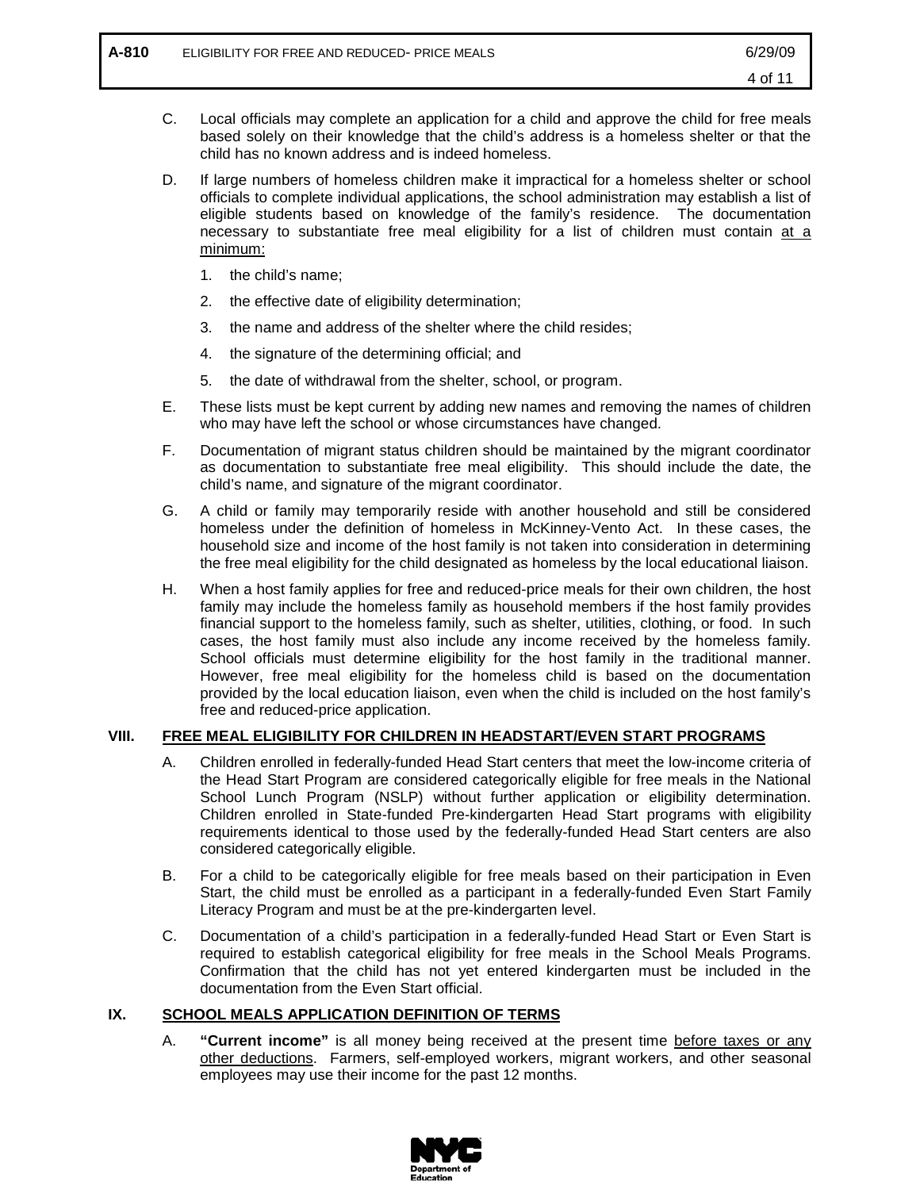C. Local officials may complete an application for a child and approve the child for free meals based solely on their knowledge that the child's address is a homeless shelter or that the child has no known address and is indeed homeless.

D. If large numbers of homeless children make it impractical for a homeless shelter or school officials to complete individual applications, the school administration may establish a list of eligible students based on knowledge of the family's residence. The documentation necessary to substantiate free meal eligibility for a list of children must contain at a minimum:

   1. the child's name;
   2. the effective date of eligibility determination;
   3. the name and address of the shelter where the child resides;
   4. the signature of the determining official; and
   5. the date of withdrawal from the shelter, school, or program.

E. These lists must be kept current by adding new names and removing the names of children who may have left the school or whose circumstances have changed.

F. Documentation of migrant status children should be maintained by the migrant coordinator as documentation to substantiate free meal eligibility. This should include the date, the child's name, and signature of the migrant coordinator.

G. A child or family may temporarily reside with another household and still be considered homeless under the definition of homeless in McKinney-Vento Act. In these cases, the household size and income of the host family is not taken into consideration in determining the free meal eligibility for the child designated as homeless by the local educational liaison.

H. When a host family applies for free and reduced-price meals for their own children, the host family may include the homeless family as household members if the host family provides financial support to the homeless family, such as shelter, utilities, clothing, or food. In such cases, the host family must also include any income received by the homeless family. School officials must determine eligibility for the host family in the traditional manner. However, free meal eligibility for the homeless child is based on the documentation provided by the local education liaison, even when the child is included on the host family's free and reduced-price application.

## VIII. FREE MEAL ELIGIBILITY FOR CHILDREN IN HEADSTART/EVEN START PROGRAMS

A. Children enrolled in federally-funded Head Start centers that meet the low-income criteria of the Head Start Program are considered categorically eligible for free meals in the National School Lunch Program (NSLP) without further application or eligibility determination. Children enrolled in State-funded Pre-kindergarten Head Start programs with eligibility requirements identical to those used by the federally-funded Head Start centers are also considered categorically eligible.

B. For a child to be categorically eligible for free meals based on their participation in Even Start, the child must be enrolled as a participant in a federally-funded Even Start Family Literacy Program and must be at the pre-kindergarten level.

C. Documentation of a child's participation in a federally-funded Head Start or Even Start is required to establish categorical eligibility for free meals in the School Meals Programs. Confirmation that the child has not yet entered kindergarten must be included in the documentation from the Even Start official.

## IX. SCHOOL MEALS APPLICATION DEFINITION OF TERMS

A. **"Current income"** is all money being received at the present time before taxes or any other deductions. Farmers, self-employed workers, migrant workers, and other seasonal employees may use their income for the past 12 months.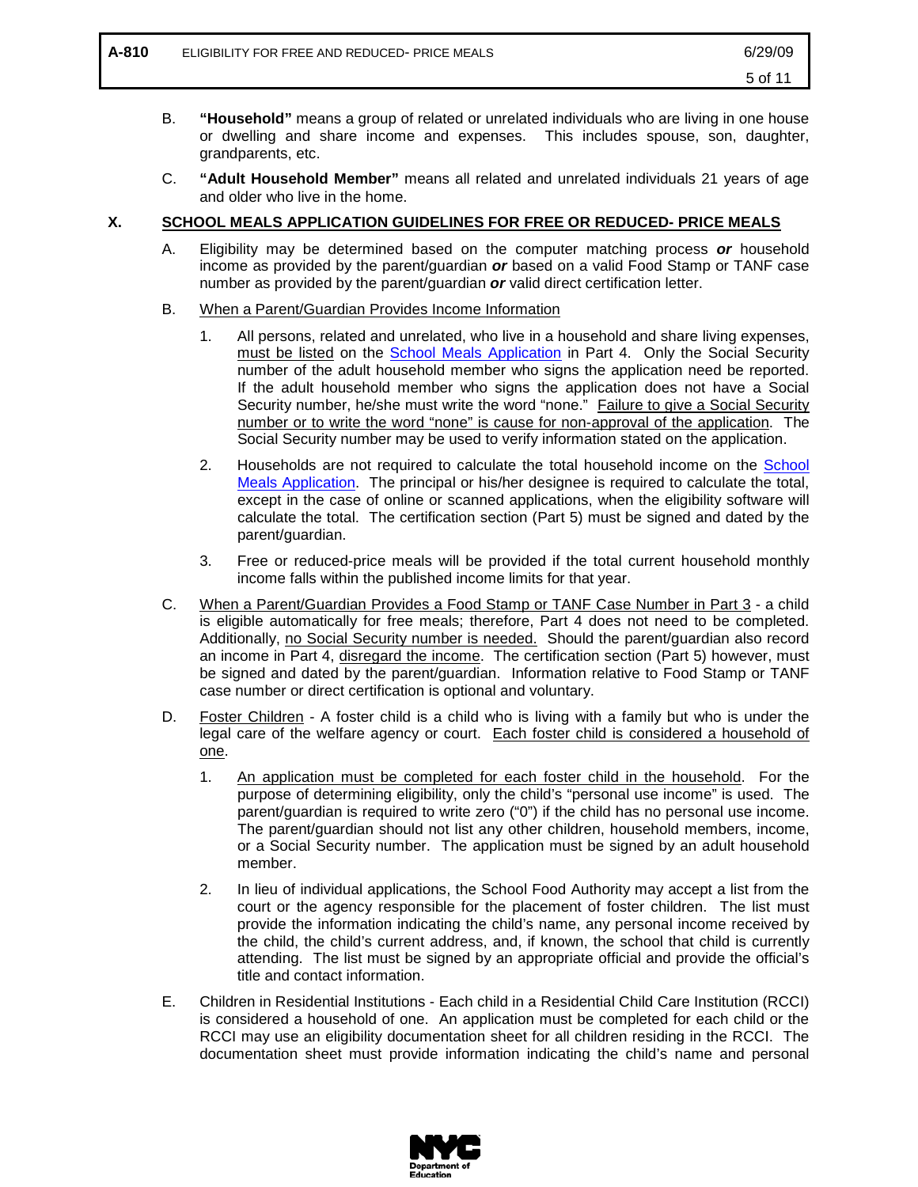B. **"Household"** means a group of related or unrelated individuals who are living in one house or dwelling and share income and expenses. This includes spouse, son, daughter, grandparents, etc.

C. **"Adult Household Member"** means all related and unrelated individuals 21 years of age and older who live in the home.

## X. SCHOOL MEALS APPLICATION GUIDELINES FOR FREE OR REDUCED- PRICE MEALS

A. Eligibility may be determined based on the computer matching process ***or*** household income as provided by the parent/guardian ***or*** based on a valid Food Stamp or TANF case number as provided by the parent/guardian ***or*** valid direct certification letter.

B. When a Parent/Guardian Provides Income Information

1. All persons, related and unrelated, who live in a household and share living expenses, must be listed on the School Meals Application in Part 4. Only the Social Security number of the adult household member who signs the application need be reported. If the adult household member who signs the application does not have a Social Security number, he/she must write the word "none." Failure to give a Social Security number or to write the word "none" is cause for non-approval of the application. The Social Security number may be used to verify information stated on the application.

2. Households are not required to calculate the total household income on the School Meals Application. The principal or his/her designee is required to calculate the total, except in the case of online or scanned applications, when the eligibility software will calculate the total. The certification section (Part 5) must be signed and dated by the parent/guardian.

3. Free or reduced-price meals will be provided if the total current household monthly income falls within the published income limits for that year.

C. When a Parent/Guardian Provides a Food Stamp or TANF Case Number in Part 3 - a child is eligible automatically for free meals; therefore, Part 4 does not need to be completed. Additionally, no Social Security number is needed. Should the parent/guardian also record an income in Part 4, disregard the income. The certification section (Part 5) however, must be signed and dated by the parent/guardian. Information relative to Food Stamp or TANF case number or direct certification is optional and voluntary.

D. Foster Children - A foster child is a child who is living with a family but who is under the legal care of the welfare agency or court. Each foster child is considered a household of one.

1. An application must be completed for each foster child in the household. For the purpose of determining eligibility, only the child's "personal use income" is used. The parent/guardian is required to write zero ("0") if the child has no personal use income. The parent/guardian should not list any other children, household members, income, or a Social Security number. The application must be signed by an adult household member.

2. In lieu of individual applications, the School Food Authority may accept a list from the court or the agency responsible for the placement of foster children. The list must provide the information indicating the child's name, any personal income received by the child, the child's current address, and, if known, the school that child is currently attending. The list must be signed by an appropriate official and provide the official's title and contact information.

E. Children in Residential Institutions - Each child in a Residential Child Care Institution (RCCI) is considered a household of one. An application must be completed for each child or the RCCI may use an eligibility documentation sheet for all children residing in the RCCI. The documentation sheet must provide information indicating the child's name and personal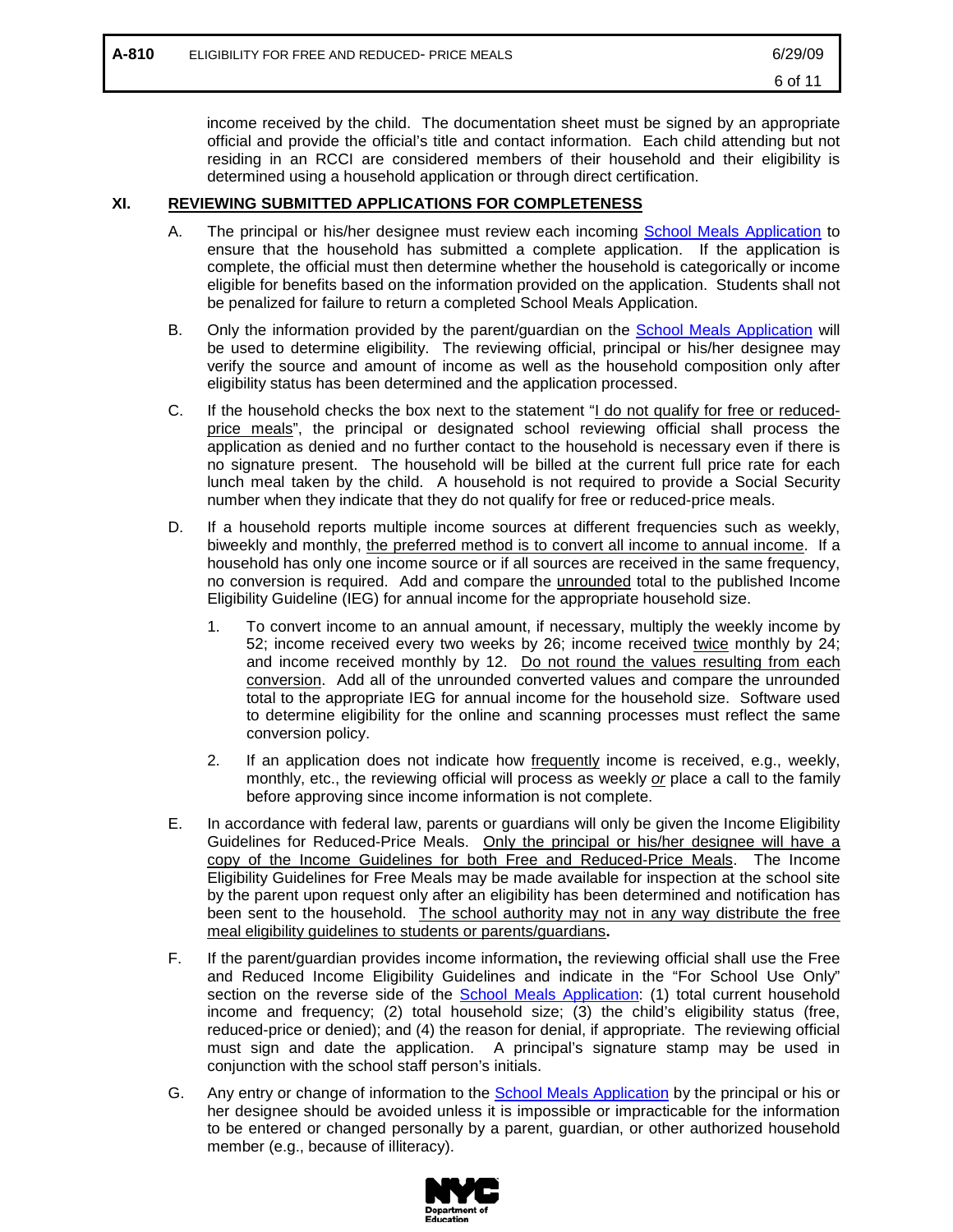income received by the child. The documentation sheet must be signed by an appropriate official and provide the official's title and contact information. Each child attending but not residing in an RCCI are considered members of their household and their eligibility is determined using a household application or through direct certification.

## XI. REVIEWING SUBMITTED APPLICATIONS FOR COMPLETENESS

A. The principal or his/her designee must review each incoming School Meals Application to ensure that the household has submitted a complete application. If the application is complete, the official must then determine whether the household is categorically or income eligible for benefits based on the information provided on the application. Students shall not be penalized for failure to return a completed School Meals Application.

B. Only the information provided by the parent/guardian on the School Meals Application will be used to determine eligibility. The reviewing official, principal or his/her designee may verify the source and amount of income as well as the household composition only after eligibility status has been determined and the application processed.

C. If the household checks the box next to the statement "I do not qualify for free or reduced-price meals", the principal or designated school reviewing official shall process the application as denied and no further contact to the household is necessary even if there is no signature present. The household will be billed at the current full price rate for each lunch meal taken by the child. A household is not required to provide a Social Security number when they indicate that they do not qualify for free or reduced-price meals.

D. If a household reports multiple income sources at different frequencies such as weekly, biweekly and monthly, the preferred method is to convert all income to annual income. If a household has only one income source or if all sources are received in the same frequency, no conversion is required. Add and compare the unrounded total to the published Income Eligibility Guideline (IEG) for annual income for the appropriate household size.

   1. To convert income to an annual amount, if necessary, multiply the weekly income by 52; income received every two weeks by 26; income received twice monthly by 24; and income received monthly by 12. Do not round the values resulting from each conversion. Add all of the unrounded converted values and compare the unrounded total to the appropriate IEG for annual income for the household size. Software used to determine eligibility for the online and scanning processes must reflect the same conversion policy.

   2. If an application does not indicate how frequently income is received, e.g., weekly, monthly, etc., the reviewing official will process as weekly *or* place a call to the family before approving since income information is not complete.

E. In accordance with federal law, parents or guardians will only be given the Income Eligibility Guidelines for Reduced-Price Meals. Only the principal or his/her designee will have a copy of the Income Guidelines for both Free and Reduced-Price Meals. The Income Eligibility Guidelines for Free Meals may be made available for inspection at the school site by the parent upon request only after an eligibility has been determined and notification has been sent to the household. The school authority may not in any way distribute the free meal eligibility guidelines to students or parents/guardians**.**

F. If the parent/guardian provides income information**,** the reviewing official shall use the Free and Reduced Income Eligibility Guidelines and indicate in the "For School Use Only" section on the reverse side of the School Meals Application: (1) total current household income and frequency; (2) total household size; (3) the child's eligibility status (free, reduced-price or denied); and (4) the reason for denial, if appropriate. The reviewing official must sign and date the application. A principal's signature stamp may be used in conjunction with the school staff person's initials.

G. Any entry or change of information to the School Meals Application by the principal or his or her designee should be avoided unless it is impossible or impracticable for the information to be entered or changed personally by a parent, guardian, or other authorized household member (e.g., because of illiteracy).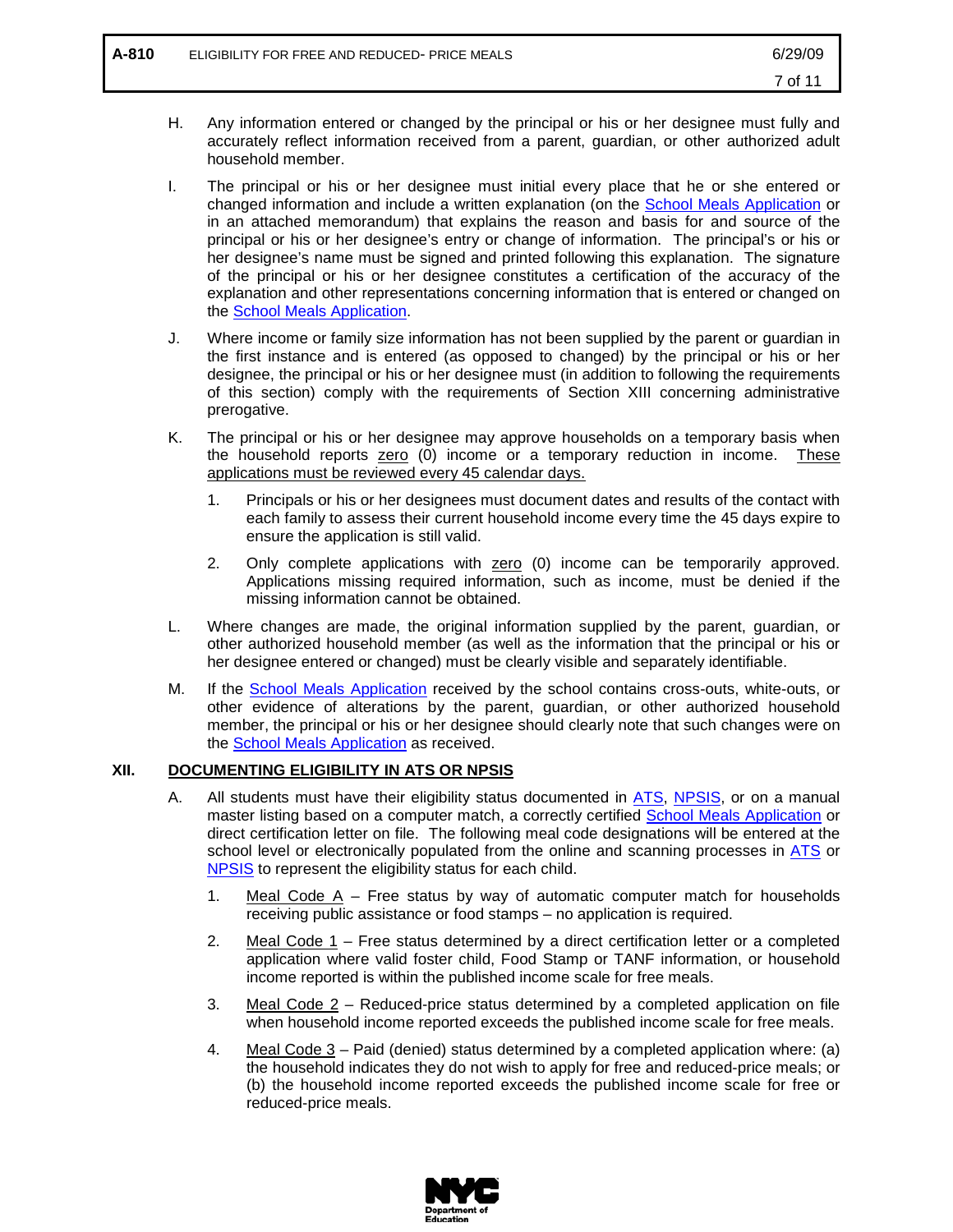H. Any information entered or changed by the principal or his or her designee must fully and accurately reflect information received from a parent, guardian, or other authorized adult household member.

I. The principal or his or her designee must initial every place that he or she entered or changed information and include a written explanation (on the School Meals Application or in an attached memorandum) that explains the reason and basis for and source of the principal or his or her designee's entry or change of information. The principal's or his or her designee's name must be signed and printed following this explanation. The signature of the principal or his or her designee constitutes a certification of the accuracy of the explanation and other representations concerning information that is entered or changed on the School Meals Application.

J. Where income or family size information has not been supplied by the parent or guardian in the first instance and is entered (as opposed to changed) by the principal or his or her designee, the principal or his or her designee must (in addition to following the requirements of this section) comply with the requirements of Section XIII concerning administrative prerogative.

K. The principal or his or her designee may approve households on a temporary basis when the household reports zero (0) income or a temporary reduction in income. These applications must be reviewed every 45 calendar days.

   1. Principals or his or her designees must document dates and results of the contact with each family to assess their current household income every time the 45 days expire to ensure the application is still valid.

   2. Only complete applications with zero (0) income can be temporarily approved. Applications missing required information, such as income, must be denied if the missing information cannot be obtained.

L. Where changes are made, the original information supplied by the parent, guardian, or other authorized household member (as well as the information that the principal or his or her designee entered or changed) must be clearly visible and separately identifiable.

M. If the School Meals Application received by the school contains cross-outs, white-outs, or other evidence of alterations by the parent, guardian, or other authorized household member, the principal or his or her designee should clearly note that such changes were on the School Meals Application as received.

## XII. DOCUMENTING ELIGIBILITY IN ATS OR NPSIS

A. All students must have their eligibility status documented in ATS, NPSIS, or on a manual master listing based on a computer match, a correctly certified School Meals Application or direct certification letter on file. The following meal code designations will be entered at the school level or electronically populated from the online and scanning processes in ATS or NPSIS to represent the eligibility status for each child.

   1. Meal Code A – Free status by way of automatic computer match for households receiving public assistance or food stamps – no application is required.

   2. Meal Code 1 – Free status determined by a direct certification letter or a completed application where valid foster child, Food Stamp or TANF information, or household income reported is within the published income scale for free meals.

   3. Meal Code 2 – Reduced-price status determined by a completed application on file when household income reported exceeds the published income scale for free meals.

   4. Meal Code 3 – Paid (denied) status determined by a completed application where: (a) the household indicates they do not wish to apply for free and reduced-price meals; or (b) the household income reported exceeds the published income scale for free or reduced-price meals.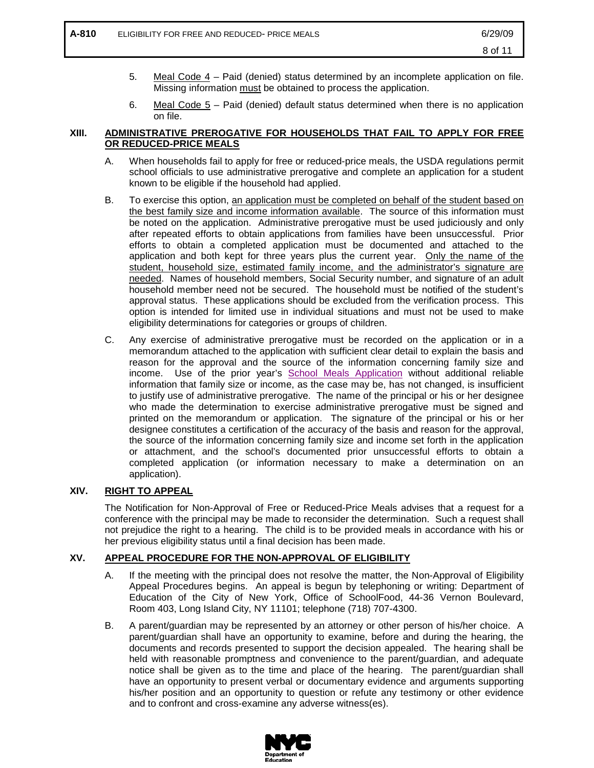5. <u>Meal Code 4</u> – Paid (denied) status determined by an incomplete application on file. Missing information <u>must</u> be obtained to process the application.

6. <u>Meal Code 5</u> – Paid (denied) default status determined when there is no application on file.

## XIII. ADMINISTRATIVE PREROGATIVE FOR HOUSEHOLDS THAT FAIL TO APPLY FOR FREE OR REDUCED-PRICE MEALS

A. When households fail to apply for free or reduced-price meals, the USDA regulations permit school officials to use administrative prerogative and complete an application for a student known to be eligible if the household had applied.

B. To exercise this option, <u>an application must be completed on behalf of the student based on the best family size and income information available</u>. The source of this information must be noted on the application. Administrative prerogative must be used judiciously and only after repeated efforts to obtain applications from families have been unsuccessful. Prior efforts to obtain a completed application must be documented and attached to the application and both kept for three years plus the current year. <u>Only the name of the student, household size, estimated family income, and the administrator's signature are needed</u>. Names of household members, Social Security number, and signature of an adult household member need not be secured. The household must be notified of the student's approval status. These applications should be excluded from the verification process. This option is intended for limited use in individual situations and must not be used to make eligibility determinations for categories or groups of children.

C. Any exercise of administrative prerogative must be recorded on the application or in a memorandum attached to the application with sufficient clear detail to explain the basis and reason for the approval and the source of the information concerning family size and income. Use of the prior year's School Meals Application without additional reliable information that family size or income, as the case may be, has not changed, is insufficient to justify use of administrative prerogative. The name of the principal or his or her designee who made the determination to exercise administrative prerogative must be signed and printed on the memorandum or application. The signature of the principal or his or her designee constitutes a certification of the accuracy of the basis and reason for the approval, the source of the information concerning family size and income set forth in the application or attachment, and the school's documented prior unsuccessful efforts to obtain a completed application (or information necessary to make a determination on an application).

## XIV. RIGHT TO APPEAL

The Notification for Non-Approval of Free or Reduced-Price Meals advises that a request for a conference with the principal may be made to reconsider the determination. Such a request shall not prejudice the right to a hearing. The child is to be provided meals in accordance with his or her previous eligibility status until a final decision has been made.

## XV. APPEAL PROCEDURE FOR THE NON-APPROVAL OF ELIGIBILITY

A. If the meeting with the principal does not resolve the matter, the Non-Approval of Eligibility Appeal Procedures begins. An appeal is begun by telephoning or writing: Department of Education of the City of New York, Office of SchoolFood, 44-36 Vernon Boulevard, Room 403, Long Island City, NY 11101; telephone (718) 707-4300.

B. A parent/guardian may be represented by an attorney or other person of his/her choice. A parent/guardian shall have an opportunity to examine, before and during the hearing, the documents and records presented to support the decision appealed. The hearing shall be held with reasonable promptness and convenience to the parent/guardian, and adequate notice shall be given as to the time and place of the hearing. The parent/guardian shall have an opportunity to present verbal or documentary evidence and arguments supporting his/her position and an opportunity to question or refute any testimony or other evidence and to confront and cross-examine any adverse witness(es).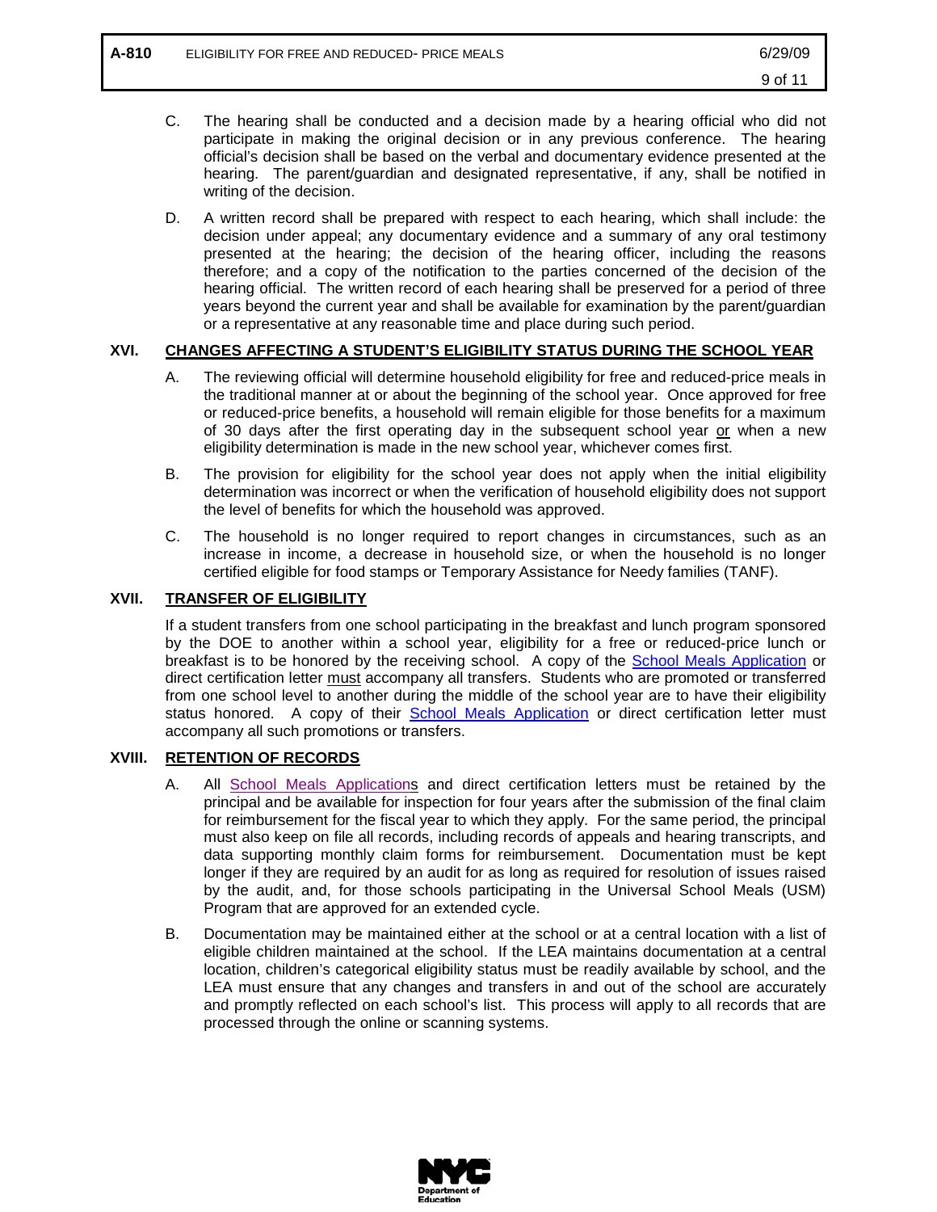C. The hearing shall be conducted and a decision made by a hearing official who did not participate in making the original decision or in any previous conference. The hearing official's decision shall be based on the verbal and documentary evidence presented at the hearing. The parent/guardian and designated representative, if any, shall be notified in writing of the decision.

D. A written record shall be prepared with respect to each hearing, which shall include: the decision under appeal; any documentary evidence and a summary of any oral testimony presented at the hearing; the decision of the hearing officer, including the reasons therefore; and a copy of the notification to the parties concerned of the decision of the hearing official. The written record of each hearing shall be preserved for a period of three years beyond the current year and shall be available for examination by the parent/guardian or a representative at any reasonable time and place during such period.

## XVI. CHANGES AFFECTING A STUDENT'S ELIGIBILITY STATUS DURING THE SCHOOL YEAR

A. The reviewing official will determine household eligibility for free and reduced-price meals in the traditional manner at or about the beginning of the school year. Once approved for free or reduced-price benefits, a household will remain eligible for those benefits for a maximum of 30 days after the first operating day in the subsequent school year or when a new eligibility determination is made in the new school year, whichever comes first.

B. The provision for eligibility for the school year does not apply when the initial eligibility determination was incorrect or when the verification of household eligibility does not support the level of benefits for which the household was approved.

C. The household is no longer required to report changes in circumstances, such as an increase in income, a decrease in household size, or when the household is no longer certified eligible for food stamps or Temporary Assistance for Needy families (TANF).

## XVII. TRANSFER OF ELIGIBILITY

If a student transfers from one school participating in the breakfast and lunch program sponsored by the DOE to another within a school year, eligibility for a free or reduced-price lunch or breakfast is to be honored by the receiving school. A copy of the School Meals Application or direct certification letter must accompany all transfers. Students who are promoted or transferred from one school level to another during the middle of the school year are to have their eligibility status honored. A copy of their School Meals Application or direct certification letter must accompany all such promotions or transfers.

## XVIII. RETENTION OF RECORDS

A. All School Meals Applications and direct certification letters must be retained by the principal and be available for inspection for four years after the submission of the final claim for reimbursement for the fiscal year to which they apply. For the same period, the principal must also keep on file all records, including records of appeals and hearing transcripts, and data supporting monthly claim forms for reimbursement. Documentation must be kept longer if they are required by an audit for as long as required for resolution of issues raised by the audit, and, for those schools participating in the Universal School Meals (USM) Program that are approved for an extended cycle.

B. Documentation may be maintained either at the school or at a central location with a list of eligible children maintained at the school. If the LEA maintains documentation at a central location, children's categorical eligibility status must be readily available by school, and the LEA must ensure that any changes and transfers in and out of the school are accurately and promptly reflected on each school's list. This process will apply to all records that are processed through the online or scanning systems.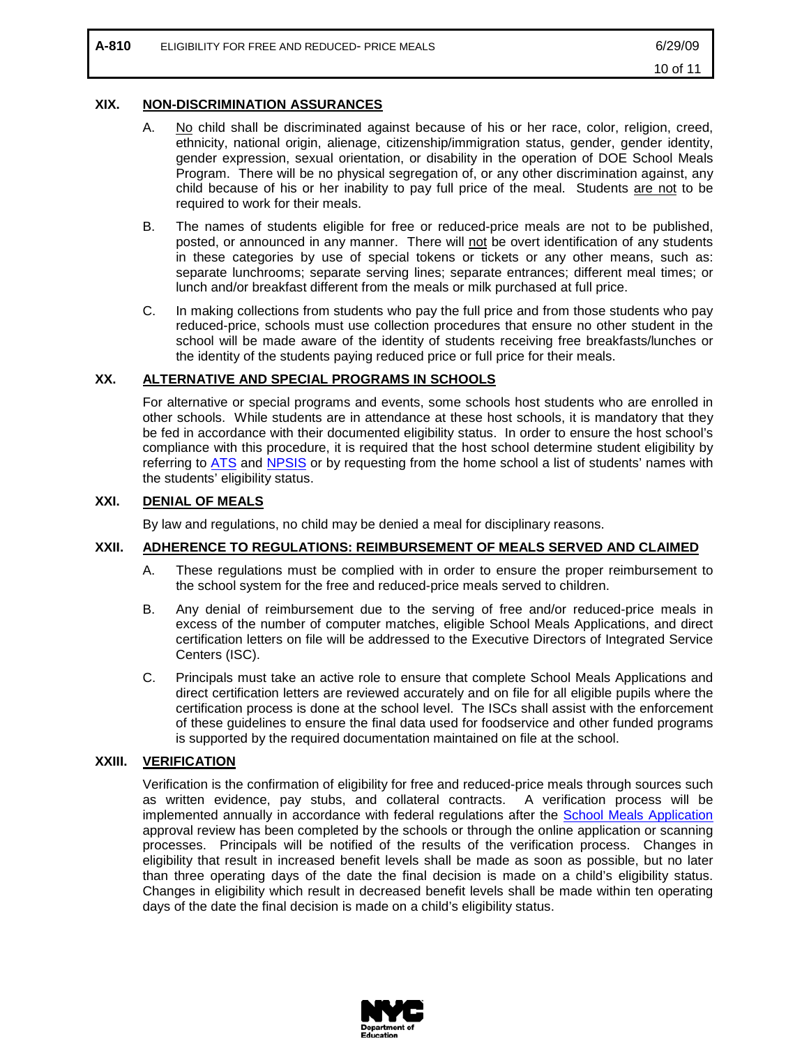## XIX. NON-DISCRIMINATION ASSURANCES

A. No child shall be discriminated against because of his or her race, color, religion, creed, ethnicity, national origin, alienage, citizenship/immigration status, gender, gender identity, gender expression, sexual orientation, or disability in the operation of DOE School Meals Program. There will be no physical segregation of, or any other discrimination against, any child because of his or her inability to pay full price of the meal. Students are not to be required to work for their meals.

B. The names of students eligible for free or reduced-price meals are not to be published, posted, or announced in any manner. There will not be overt identification of any students in these categories by use of special tokens or tickets or any other means, such as: separate lunchrooms; separate serving lines; separate entrances; different meal times; or lunch and/or breakfast different from the meals or milk purchased at full price.

C. In making collections from students who pay the full price and from those students who pay reduced-price, schools must use collection procedures that ensure no other student in the school will be made aware of the identity of students receiving free breakfasts/lunches or the identity of the students paying reduced price or full price for their meals.

## XX. ALTERNATIVE AND SPECIAL PROGRAMS IN SCHOOLS

For alternative or special programs and events, some schools host students who are enrolled in other schools. While students are in attendance at these host schools, it is mandatory that they be fed in accordance with their documented eligibility status. In order to ensure the host school's compliance with this procedure, it is required that the host school determine student eligibility by referring to ATS and NPSIS or by requesting from the home school a list of students' names with the students' eligibility status.

## XXI. DENIAL OF MEALS

By law and regulations, no child may be denied a meal for disciplinary reasons.

## XXII. ADHERENCE TO REGULATIONS: REIMBURSEMENT OF MEALS SERVED AND CLAIMED

A. These regulations must be complied with in order to ensure the proper reimbursement to the school system for the free and reduced-price meals served to children.

B. Any denial of reimbursement due to the serving of free and/or reduced-price meals in excess of the number of computer matches, eligible School Meals Applications, and direct certification letters on file will be addressed to the Executive Directors of Integrated Service Centers (ISC).

C. Principals must take an active role to ensure that complete School Meals Applications and direct certification letters are reviewed accurately and on file for all eligible pupils where the certification process is done at the school level. The ISCs shall assist with the enforcement of these guidelines to ensure the final data used for foodservice and other funded programs is supported by the required documentation maintained on file at the school.

## XXIII. VERIFICATION

Verification is the confirmation of eligibility for free and reduced-price meals through sources such as written evidence, pay stubs, and collateral contracts. A verification process will be implemented annually in accordance with federal regulations after the School Meals Application approval review has been completed by the schools or through the online application or scanning processes. Principals will be notified of the results of the verification process. Changes in eligibility that result in increased benefit levels shall be made as soon as possible, but no later than three operating days of the date the final decision is made on a child's eligibility status. Changes in eligibility which result in decreased benefit levels shall be made within ten operating days of the date the final decision is made on a child's eligibility status.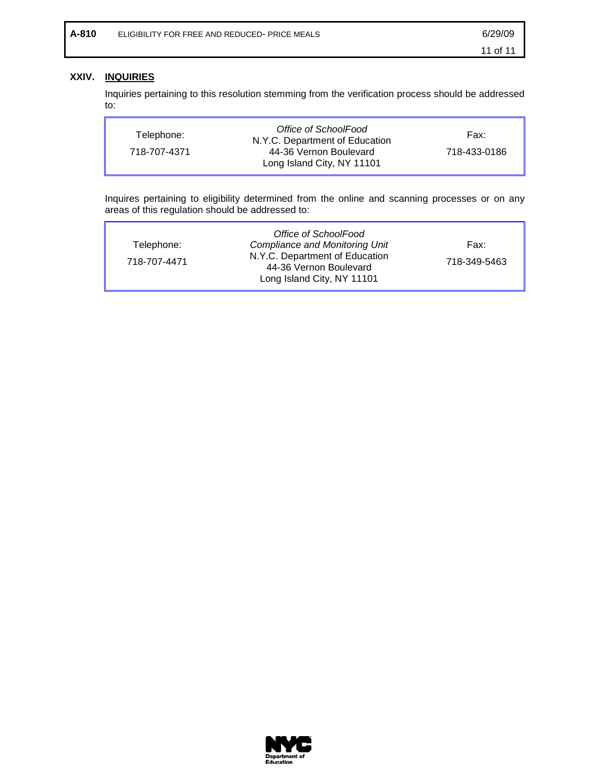## XXIV. INQUIRIES

Inquiries pertaining to this resolution stemming from the verification process should be addressed to:

| | | |
|---|---|---|
| Telephone:<br>718-707-4371 | *Office of SchoolFood*<br>N.Y.C. Department of Education<br>44-36 Vernon Boulevard<br>Long Island City, NY 11101 | Fax:<br>718-433-0186 |

Inquires pertaining to eligibility determined from the online and scanning processes or on any areas of this regulation should be addressed to:

| | | |
|---|---|---|
| Telephone:<br>718-707-4471 | *Office of SchoolFood*<br>*Compliance and Monitoring Unit*<br>N.Y.C. Department of Education<br>44-36 Vernon Boulevard<br>Long Island City, NY 11101 | Fax:<br>718-349-5463 |